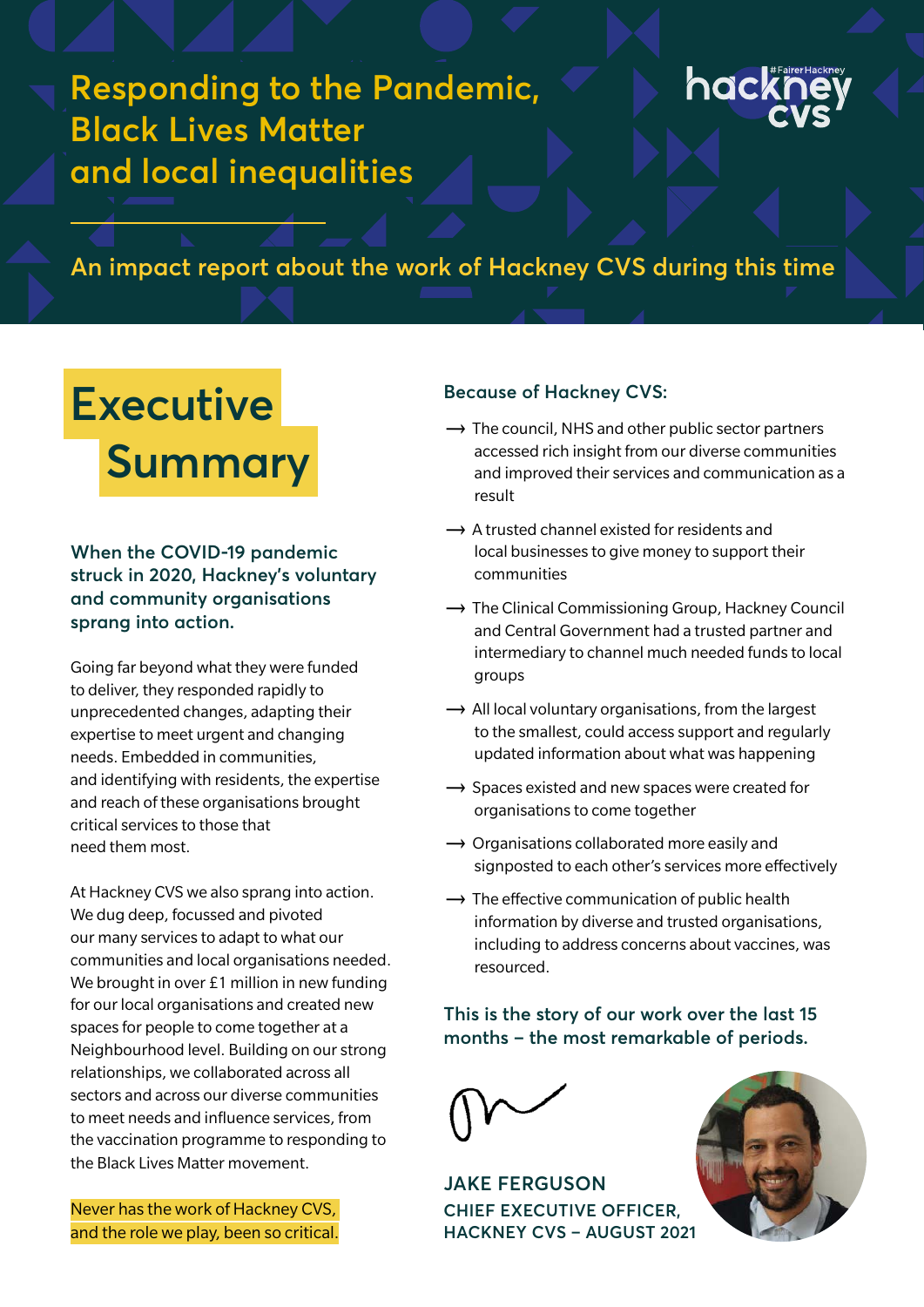# Responding to the Pandemic, Black Lives Matter and local inequalities

hackney cvs #FairerHackney

**An impact report about the work of Hackney CVS during this time**

## Executive Summary

**When the COVID-19 pandemic struck in 2020, Hackney's voluntary and community organisations sprang into action.**

Going far beyond what they were funded to deliver, they responded rapidly to unprecedented changes, adapting their expertise to meet urgent and changing needs. Embedded in communities, and identifying with residents, the expertise and reach of these organisations brought critical services to those that need them most.

At Hackney CVS we also sprang into action. We dug deep, focussed and pivoted our many services to adapt to what our communities and local organisations needed. We brought in over £1 million in new funding for our local organisations and created new spaces for people to come together at a Neighbourhood level. Building on our strong relationships, we collaborated across all sectors and across our diverse communities to meet needs and influence services, from the vaccination programme to responding to the Black Lives Matter movement.

Never has the work of Hackney CVS, and the role we play, been so critical.

**Because of Hackney CVS:**

- ⟶ The council, NHS and other public sector partners accessed rich insight from our diverse communities and improved their services and communication as a result
- ⟶ A trusted channel existed for residents and local businesses to give money to support their communities
- ⟶ The Clinical Commissioning Group, Hackney Council and Central Government had a trusted partner and intermediary to channel much needed funds to local groups
- ⟶ All local voluntary organisations, from the largest to the smallest, could access support and regularly updated information about what was happening
- ⟶ Spaces existed and new spaces were created for organisations to come together
- ⟶ Organisations collaborated more easily and signposted to each other's services more effectively
- ⟶ The effective communication of public health information by diverse and trusted organisations, including to address concerns about vaccines, was resourced.

**This is the story of our work over the last 15 months – the most remarkable of periods.**

**JAKE FERGUSON**
**CHIEF EXECUTIVE OFFICER, HACKNEY CVS – AUGUST 2021**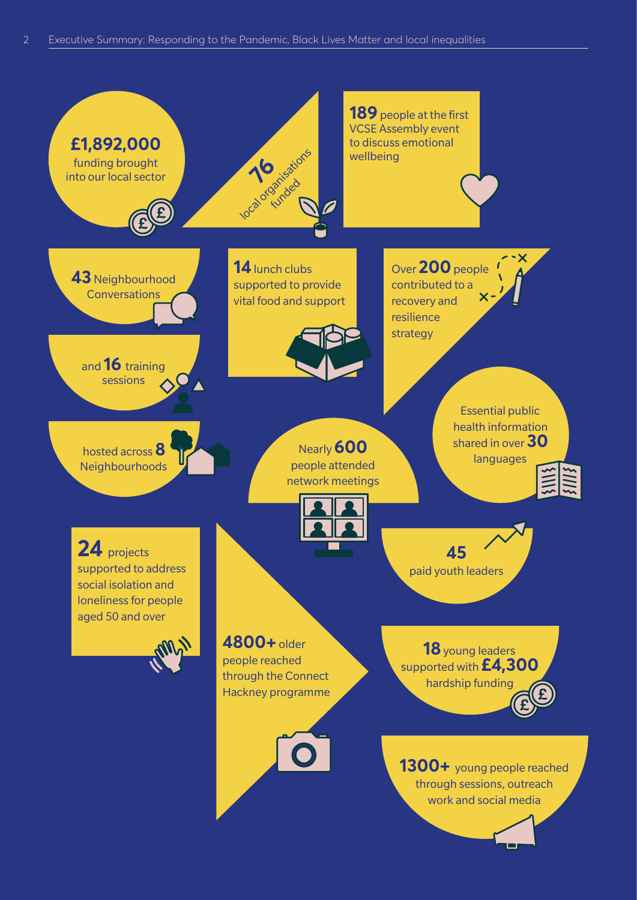**£1,892,000** funding brought into our local sector

**76** local organisations funded

**189** people at the first VCSE Assembly event to discuss emotional wellbeing

**43** Neighbourhood Conversations

and **16** training sessions

hosted across **8** Neighbourhoods

**14** lunch clubs supported to provide vital food and support

Over **200** people contributed to a recovery and resilience strategy

Essential public health information shared in over **30** languages

Nearly **600** people attended network meetings

**24** projects supported to address social isolation and loneliness for people aged 50 and over

**45** paid youth leaders

**4800+** older people reached through the Connect Hackney programme

**18** young leaders supported with **£4,300** hardship funding

**1300+** young people reached through sessions, outreach work and social media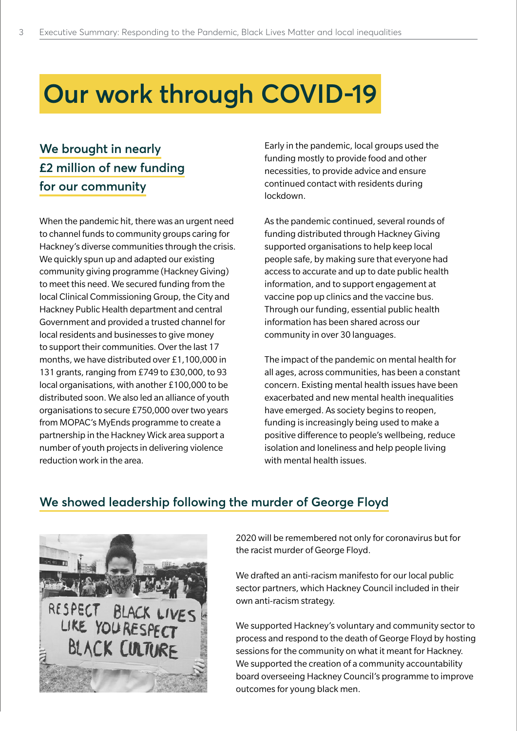# Our work through COVID-19

## We brought in nearly £2 million of new funding for our community

When the pandemic hit, there was an urgent need to channel funds to community groups caring for Hackney's diverse communities through the crisis. We quickly spun up and adapted our existing community giving programme (Hackney Giving) to meet this need. We secured funding from the local Clinical Commissioning Group, the City and Hackney Public Health department and central Government and provided a trusted channel for local residents and businesses to give money to support their communities. Over the last 17 months, we have distributed over £1,100,000 in 131 grants, ranging from £749 to £30,000, to 93 local organisations, with another £100,000 to be distributed soon. We also led an alliance of youth organisations to secure £750,000 over two years from MOPAC's MyEnds programme to create a partnership in the Hackney Wick area support a number of youth projects in delivering violence reduction work in the area.

Early in the pandemic, local groups used the funding mostly to provide food and other necessities, to provide advice and ensure continued contact with residents during lockdown.

As the pandemic continued, several rounds of funding distributed through Hackney Giving supported organisations to help keep local people safe, by making sure that everyone had access to accurate and up to date public health information, and to support engagement at vaccine pop up clinics and the vaccine bus. Through our funding, essential public health information has been shared across our community in over 30 languages.

The impact of the pandemic on mental health for all ages, across communities, has been a constant concern. Existing mental health issues have been exacerbated and new mental health inequalities have emerged. As society begins to reopen, funding is increasingly being used to make a positive difference to people's wellbeing, reduce isolation and loneliness and help people living with mental health issues.

## We showed leadership following the murder of George Floyd

2020 will be remembered not only for coronavirus but for the racist murder of George Floyd.

We drafted an anti-racism manifesto for our local public sector partners, which Hackney Council included in their own anti-racism strategy.

We supported Hackney's voluntary and community sector to process and respond to the death of George Floyd by hosting sessions for the community on what it meant for Hackney. We supported the creation of a community accountability board overseeing Hackney Council's programme to improve outcomes for young black men.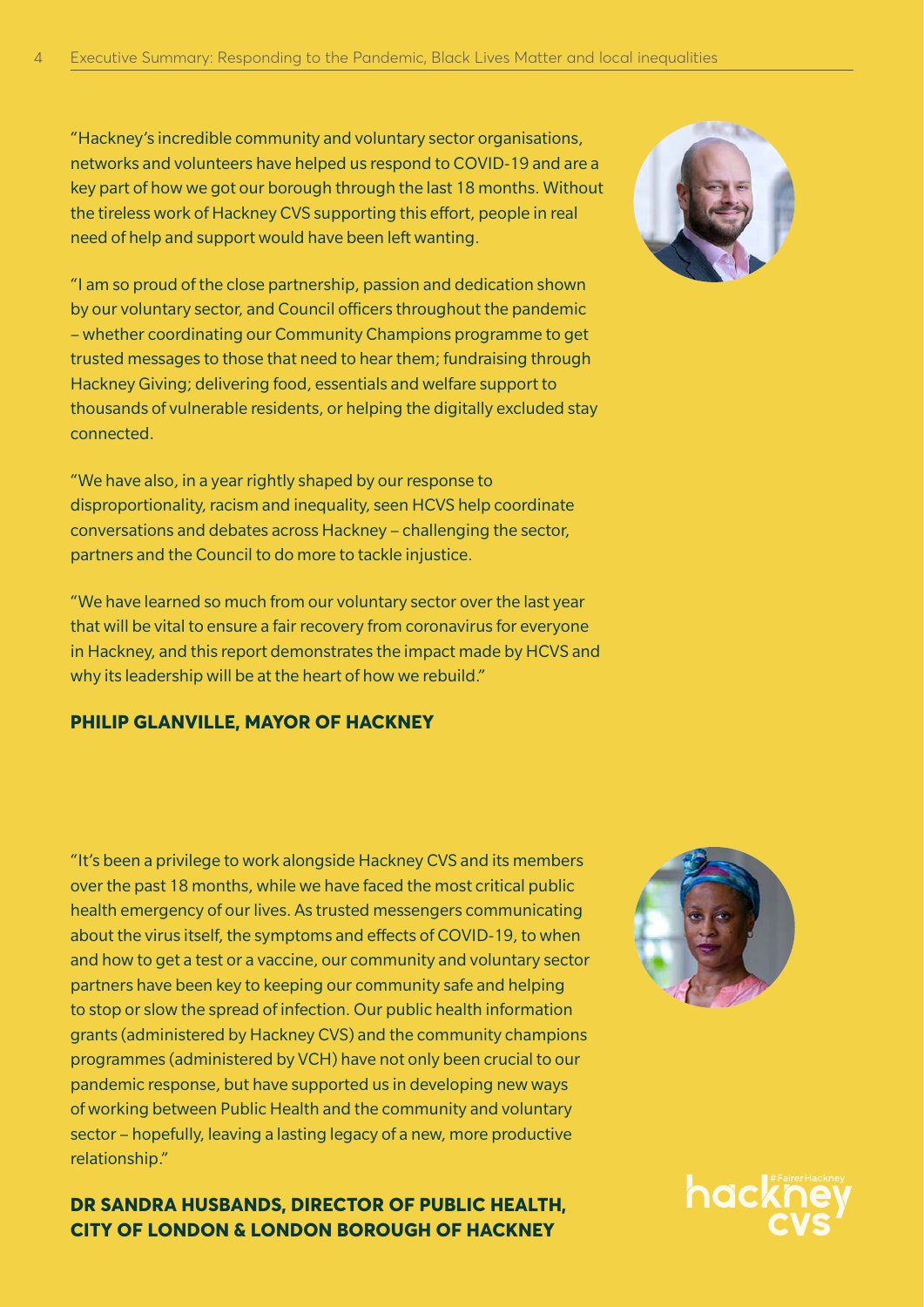"Hackney's incredible community and voluntary sector organisations, networks and volunteers have helped us respond to COVID-19 and are a key part of how we got our borough through the last 18 months. Without the tireless work of Hackney CVS supporting this effort, people in real need of help and support would have been left wanting.

"I am so proud of the close partnership, passion and dedication shown by our voluntary sector, and Council officers throughout the pandemic – whether coordinating our Community Champions programme to get trusted messages to those that need to hear them; fundraising through Hackney Giving; delivering food, essentials and welfare support to thousands of vulnerable residents, or helping the digitally excluded stay connected.

"We have also, in a year rightly shaped by our response to disproportionality, racism and inequality, seen HCVS help coordinate conversations and debates across Hackney – challenging the sector, partners and the Council to do more to tackle injustice.

"We have learned so much from our voluntary sector over the last year that will be vital to ensure a fair recovery from coronavirus for everyone in Hackney, and this report demonstrates the impact made by HCVS and why its leadership will be at the heart of how we rebuild."

**PHILIP GLANVILLE, MAYOR OF HACKNEY**

"It's been a privilege to work alongside Hackney CVS and its members over the past 18 months, while we have faced the most critical public health emergency of our lives. As trusted messengers communicating about the virus itself, the symptoms and effects of COVID-19, to when and how to get a test or a vaccine, our community and voluntary sector partners have been key to keeping our community safe and helping to stop or slow the spread of infection. Our public health information grants (administered by Hackney CVS) and the community champions programmes (administered by VCH) have not only been crucial to our pandemic response, but have supported us in developing new ways of working between Public Health and the community and voluntary sector – hopefully, leaving a lasting legacy of a new, more productive relationship."

**DR SANDRA HUSBANDS, DIRECTOR OF PUBLIC HEALTH, CITY OF LONDON & LONDON BOROUGH OF HACKNEY**